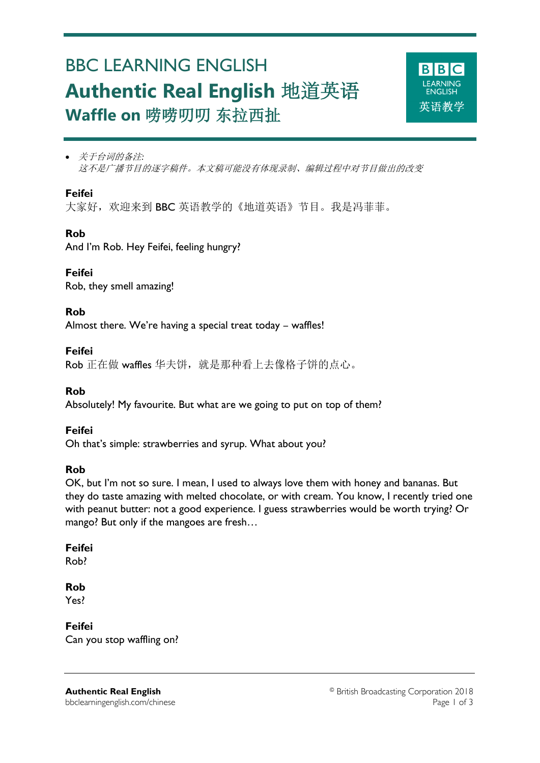# BBC LEARNING ENGLISH

## Authentic Real English 地道英语

### Waffle on 唠唠叨叨 东拉西扯

- *关于台词的备注:*
  *这不是广播节目的逐字稿件。本文稿可能没有体现录制、编辑过程中对节目做出的改变*

**Feifei**
大家好，欢迎来到 BBC 英语教学的《地道英语》节目。我是冯菲菲。

**Rob**
And I'm Rob. Hey Feifei, feeling hungry?

**Feifei**
Rob, they smell amazing!

**Rob**
Almost there. We're having a special treat today – waffles!

**Feifei**
Rob 正在做 waffles 华夫饼，就是那种看上去像格子饼的点心。

**Rob**
Absolutely! My favourite. But what are we going to put on top of them?

**Feifei**
Oh that's simple: strawberries and syrup. What about you?

**Rob**
OK, but I'm not so sure. I mean, I used to always love them with honey and bananas. But they do taste amazing with melted chocolate, or with cream. You know, I recently tried one with peanut butter: not a good experience. I guess strawberries would be worth trying? Or mango? But only if the mangoes are fresh…

**Feifei**
Rob?

**Rob**
Yes?

**Feifei**
Can you stop waffling on?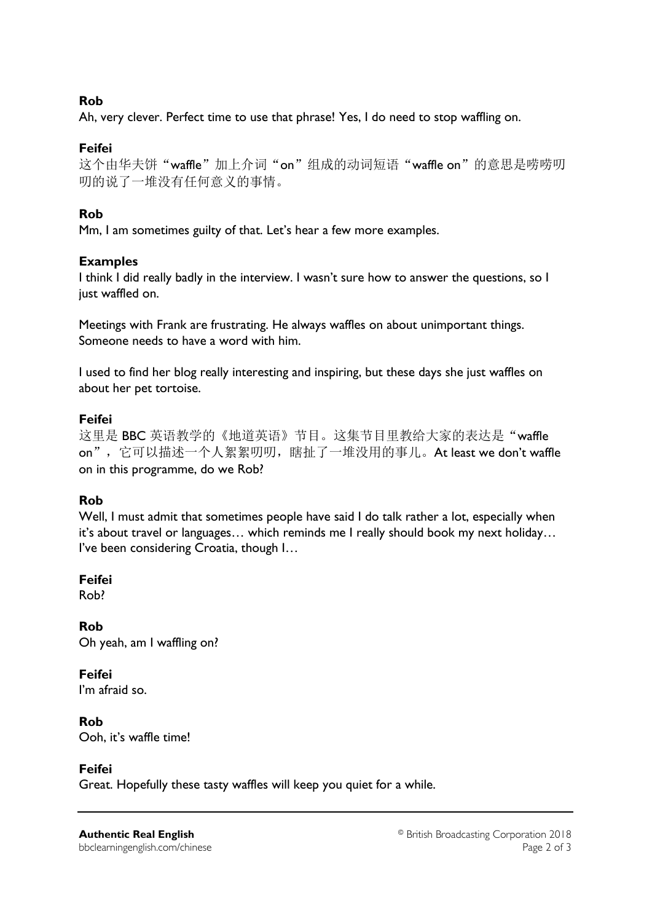**Rob**
Ah, very clever. Perfect time to use that phrase! Yes, I do need to stop waffling on.

**Feifei**
这个由华夫饼"waffle"加上介词"on"组成的动词短语"waffle on"的意思是唠唠叨叨的说了一堆没有任何意义的事情。

**Rob**
Mm, I am sometimes guilty of that. Let's hear a few more examples.

**Examples**
I think I did really badly in the interview. I wasn't sure how to answer the questions, so I just waffled on.

Meetings with Frank are frustrating. He always waffles on about unimportant things. Someone needs to have a word with him.

I used to find her blog really interesting and inspiring, but these days she just waffles on about her pet tortoise.

**Feifei**
这里是 BBC 英语教学的《地道英语》节目。这集节目里教给大家的表达是"waffle on"，它可以描述一个人絮絮叨叨，瞎扯了一堆没用的事儿。At least we don't waffle on in this programme, do we Rob?

**Rob**
Well, I must admit that sometimes people have said I do talk rather a lot, especially when it's about travel or languages… which reminds me I really should book my next holiday… I've been considering Croatia, though I…

**Feifei**
Rob?

**Rob**
Oh yeah, am I waffling on?

**Feifei**
I'm afraid so.

**Rob**
Ooh, it's waffle time!

**Feifei**
Great. Hopefully these tasty waffles will keep you quiet for a while.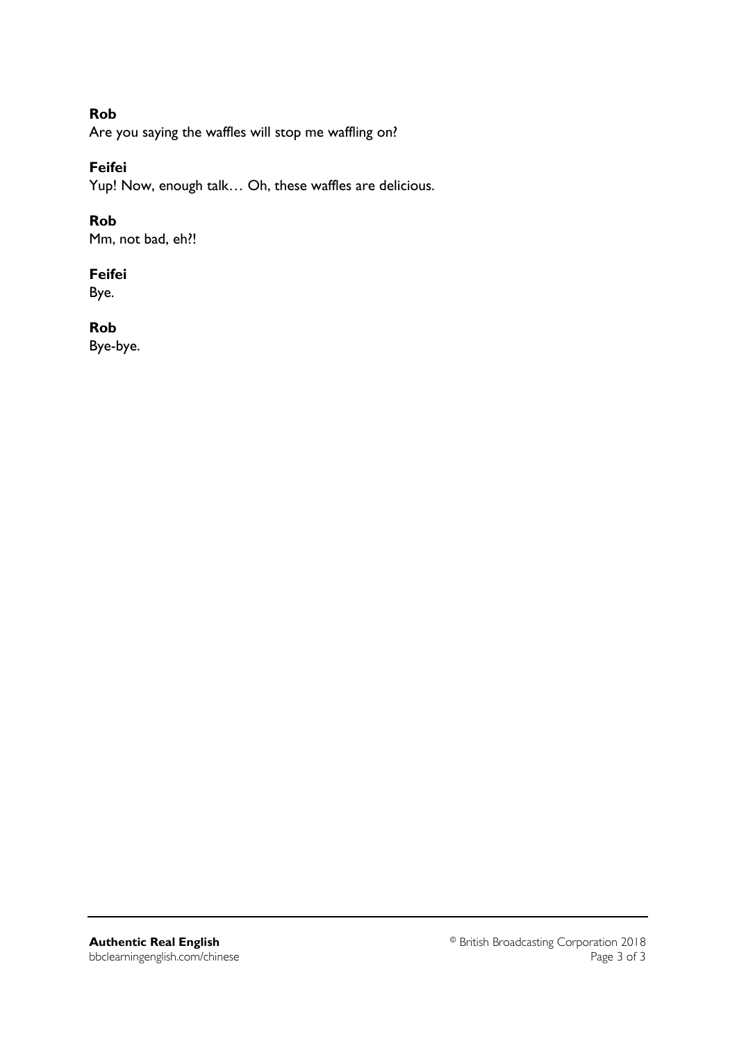**Rob**
Are you saying the waffles will stop me waffling on?

**Feifei**
Yup! Now, enough talk… Oh, these waffles are delicious.

**Rob**
Mm, not bad, eh?!

**Feifei**
Bye.

**Rob**
Bye-bye.